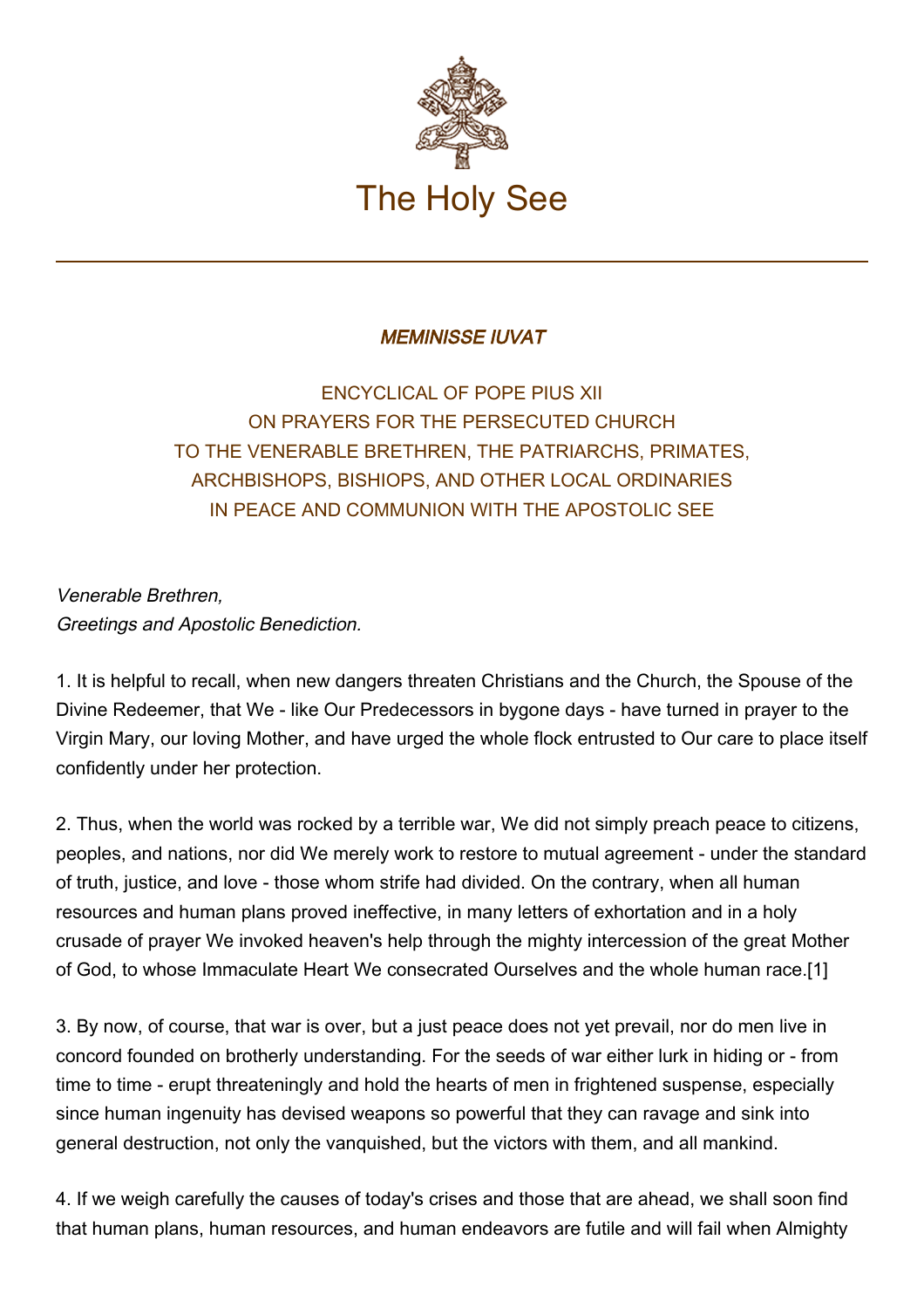# The Holy See

## *MEMINISSE IUVAT*

ENCYCLICAL OF POPE PIUS XII
ON PRAYERS FOR THE PERSECUTED CHURCH
TO THE VENERABLE BRETHREN, THE PATRIARCHS, PRIMATES,
ARCHBISHOPS, BISHIOPS, AND OTHER LOCAL ORDINARIES
IN PEACE AND COMMUNION WITH THE APOSTOLIC SEE

*Venerable Brethren,*
*Greetings and Apostolic Benediction.*

1. It is helpful to recall, when new dangers threaten Christians and the Church, the Spouse of the Divine Redeemer, that We - like Our Predecessors in bygone days - have turned in prayer to the Virgin Mary, our loving Mother, and have urged the whole flock entrusted to Our care to place itself confidently under her protection.

2. Thus, when the world was rocked by a terrible war, We did not simply preach peace to citizens, peoples, and nations, nor did We merely work to restore to mutual agreement - under the standard of truth, justice, and love - those whom strife had divided. On the contrary, when all human resources and human plans proved ineffective, in many letters of exhortation and in a holy crusade of prayer We invoked heaven's help through the mighty intercession of the great Mother of God, to whose Immaculate Heart We consecrated Ourselves and the whole human race.[1]

3. By now, of course, that war is over, but a just peace does not yet prevail, nor do men live in concord founded on brotherly understanding. For the seeds of war either lurk in hiding or - from time to time - erupt threateningly and hold the hearts of men in frightened suspense, especially since human ingenuity has devised weapons so powerful that they can ravage and sink into general destruction, not only the vanquished, but the victors with them, and all mankind.

4. If we weigh carefully the causes of today's crises and those that are ahead, we shall soon find that human plans, human resources, and human endeavors are futile and will fail when Almighty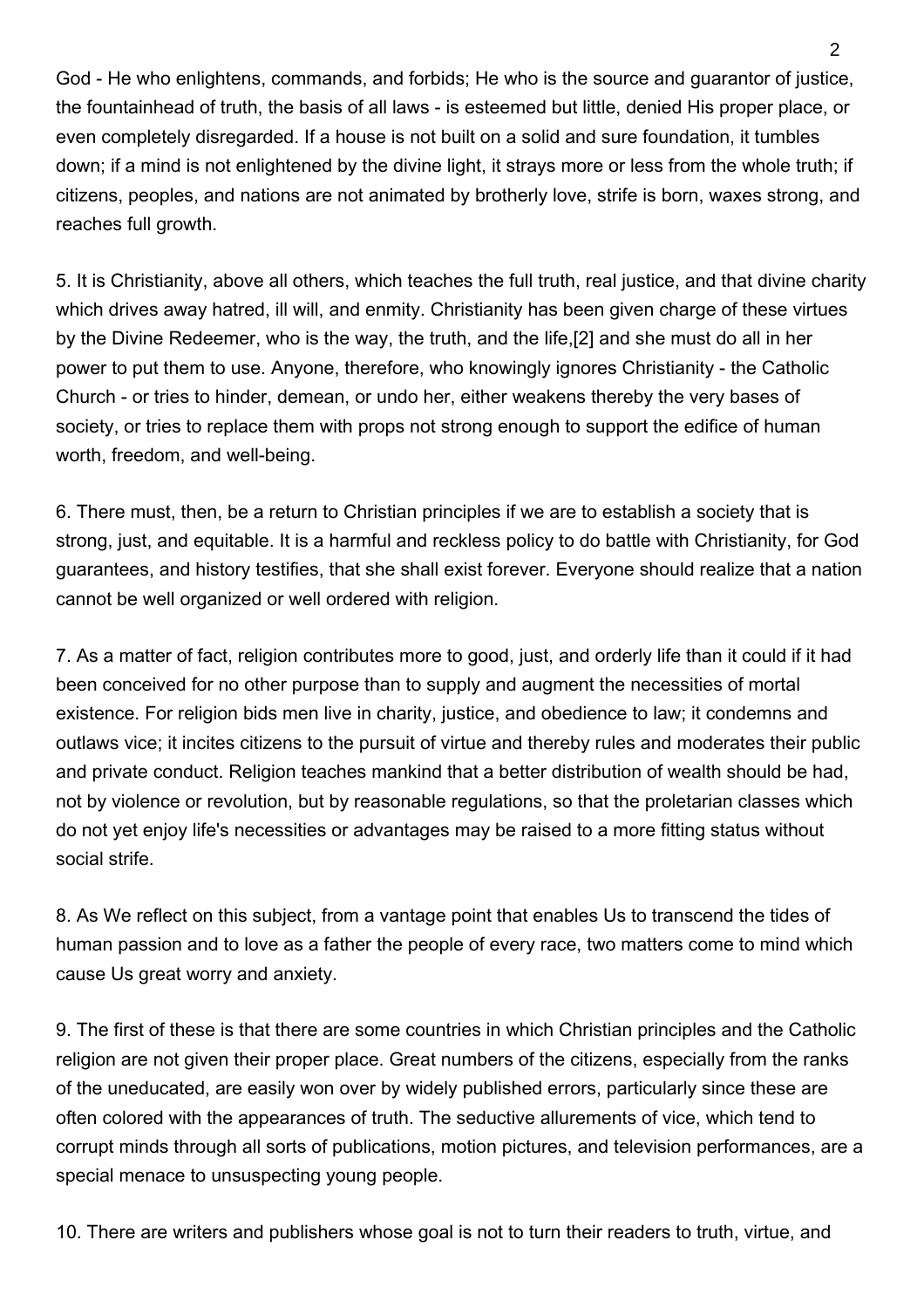God - He who enlightens, commands, and forbids; He who is the source and guarantor of justice, the fountainhead of truth, the basis of all laws - is esteemed but little, denied His proper place, or even completely disregarded. If a house is not built on a solid and sure foundation, it tumbles down; if a mind is not enlightened by the divine light, it strays more or less from the whole truth; if citizens, peoples, and nations are not animated by brotherly love, strife is born, waxes strong, and reaches full growth.

5. It is Christianity, above all others, which teaches the full truth, real justice, and that divine charity which drives away hatred, ill will, and enmity. Christianity has been given charge of these virtues by the Divine Redeemer, who is the way, the truth, and the life,[2] and she must do all in her power to put them to use. Anyone, therefore, who knowingly ignores Christianity - the Catholic Church - or tries to hinder, demean, or undo her, either weakens thereby the very bases of society, or tries to replace them with props not strong enough to support the edifice of human worth, freedom, and well-being.

6. There must, then, be a return to Christian principles if we are to establish a society that is strong, just, and equitable. It is a harmful and reckless policy to do battle with Christianity, for God guarantees, and history testifies, that she shall exist forever. Everyone should realize that a nation cannot be well organized or well ordered with religion.

7. As a matter of fact, religion contributes more to good, just, and orderly life than it could if it had been conceived for no other purpose than to supply and augment the necessities of mortal existence. For religion bids men live in charity, justice, and obedience to law; it condemns and outlaws vice; it incites citizens to the pursuit of virtue and thereby rules and moderates their public and private conduct. Religion teaches mankind that a better distribution of wealth should be had, not by violence or revolution, but by reasonable regulations, so that the proletarian classes which do not yet enjoy life's necessities or advantages may be raised to a more fitting status without social strife.

8. As We reflect on this subject, from a vantage point that enables Us to transcend the tides of human passion and to love as a father the people of every race, two matters come to mind which cause Us great worry and anxiety.

9. The first of these is that there are some countries in which Christian principles and the Catholic religion are not given their proper place. Great numbers of the citizens, especially from the ranks of the uneducated, are easily won over by widely published errors, particularly since these are often colored with the appearances of truth. The seductive allurements of vice, which tend to corrupt minds through all sorts of publications, motion pictures, and television performances, are a special menace to unsuspecting young people.

10. There are writers and publishers whose goal is not to turn their readers to truth, virtue, and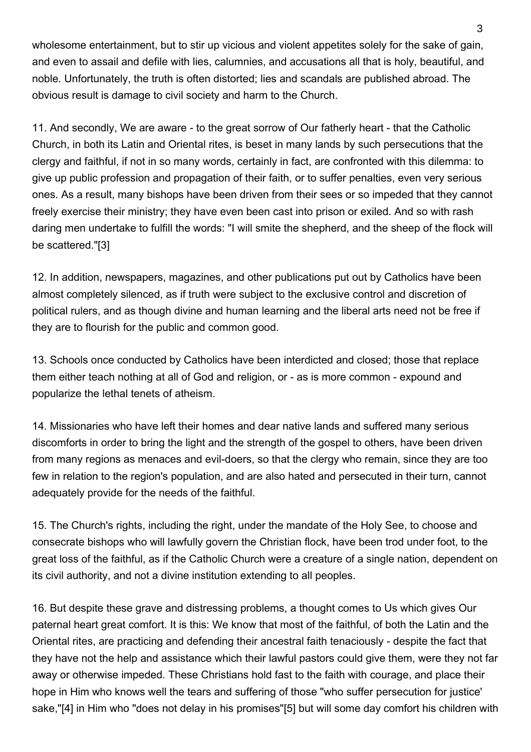wholesome entertainment, but to stir up vicious and violent appetites solely for the sake of gain, and even to assail and defile with lies, calumnies, and accusations all that is holy, beautiful, and noble. Unfortunately, the truth is often distorted; lies and scandals are published abroad. The obvious result is damage to civil society and harm to the Church.

11. And secondly, We are aware - to the great sorrow of Our fatherly heart - that the Catholic Church, in both its Latin and Oriental rites, is beset in many lands by such persecutions that the clergy and faithful, if not in so many words, certainly in fact, are confronted with this dilemma: to give up public profession and propagation of their faith, or to suffer penalties, even very serious ones. As a result, many bishops have been driven from their sees or so impeded that they cannot freely exercise their ministry; they have even been cast into prison or exiled. And so with rash daring men undertake to fulfill the words: "I will smite the shepherd, and the sheep of the flock will be scattered."[3]

12. In addition, newspapers, magazines, and other publications put out by Catholics have been almost completely silenced, as if truth were subject to the exclusive control and discretion of political rulers, and as though divine and human learning and the liberal arts need not be free if they are to flourish for the public and common good.

13. Schools once conducted by Catholics have been interdicted and closed; those that replace them either teach nothing at all of God and religion, or - as is more common - expound and popularize the lethal tenets of atheism.

14. Missionaries who have left their homes and dear native lands and suffered many serious discomforts in order to bring the light and the strength of the gospel to others, have been driven from many regions as menaces and evil-doers, so that the clergy who remain, since they are too few in relation to the region's population, and are also hated and persecuted in their turn, cannot adequately provide for the needs of the faithful.

15. The Church's rights, including the right, under the mandate of the Holy See, to choose and consecrate bishops who will lawfully govern the Christian flock, have been trod under foot, to the great loss of the faithful, as if the Catholic Church were a creature of a single nation, dependent on its civil authority, and not a divine institution extending to all peoples.

16. But despite these grave and distressing problems, a thought comes to Us which gives Our paternal heart great comfort. It is this: We know that most of the faithful, of both the Latin and the Oriental rites, are practicing and defending their ancestral faith tenaciously - despite the fact that they have not the help and assistance which their lawful pastors could give them, were they not far away or otherwise impeded. These Christians hold fast to the faith with courage, and place their hope in Him who knows well the tears and suffering of those "who suffer persecution for justice' sake,"[4] in Him who "does not delay in his promises"[5] but will some day comfort his children with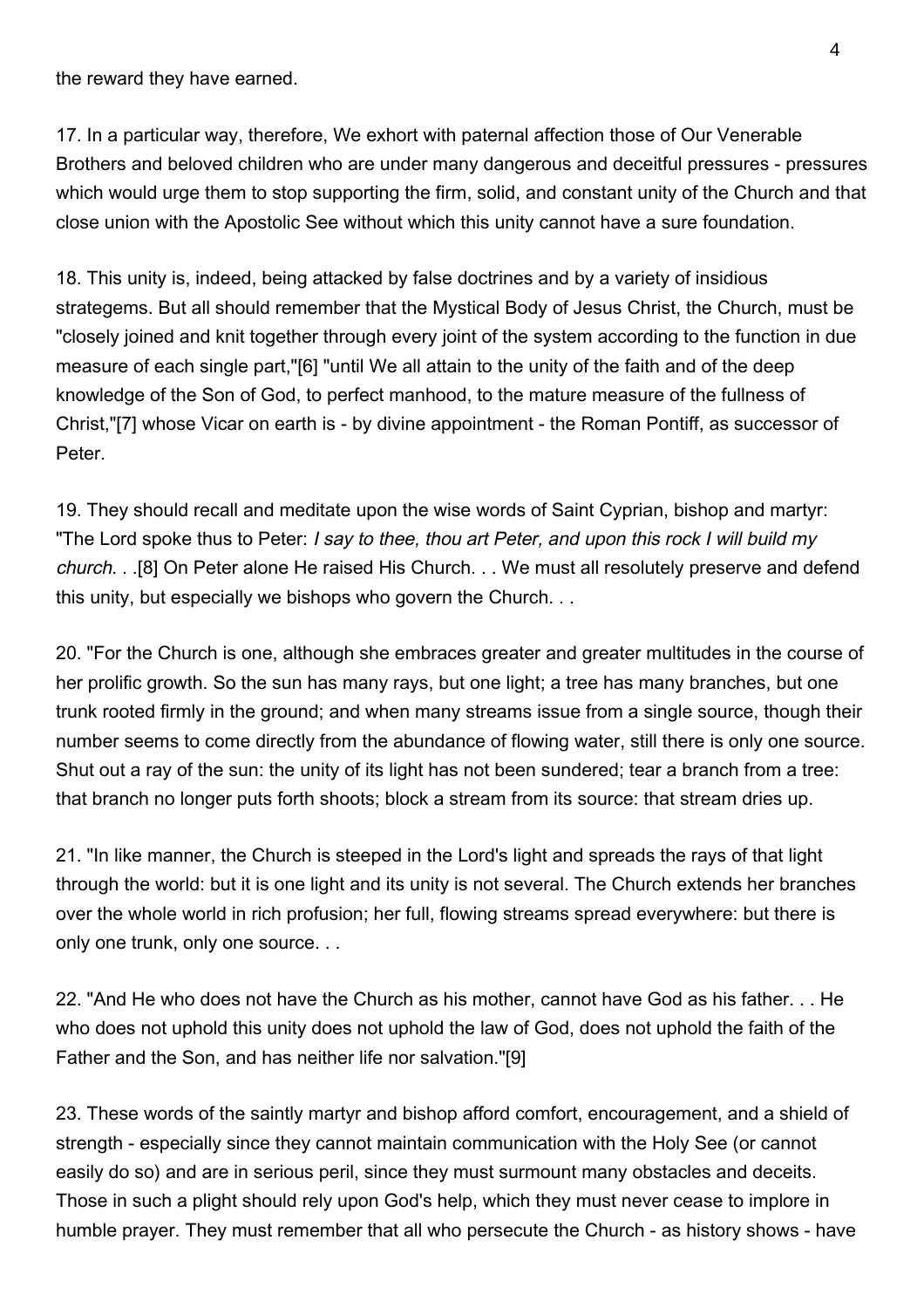the reward they have earned.

17. In a particular way, therefore, We exhort with paternal affection those of Our Venerable Brothers and beloved children who are under many dangerous and deceitful pressures - pressures which would urge them to stop supporting the firm, solid, and constant unity of the Church and that close union with the Apostolic See without which this unity cannot have a sure foundation.

18. This unity is, indeed, being attacked by false doctrines and by a variety of insidious strategems. But all should remember that the Mystical Body of Jesus Christ, the Church, must be "closely joined and knit together through every joint of the system according to the function in due measure of each single part,"[6] "until We all attain to the unity of the faith and of the deep knowledge of the Son of God, to perfect manhood, to the mature measure of the fullness of Christ,"[7] whose Vicar on earth is - by divine appointment - the Roman Pontiff, as successor of Peter.

19. They should recall and meditate upon the wise words of Saint Cyprian, bishop and martyr: "The Lord spoke thus to Peter: *I say to thee, thou art Peter, and upon this rock I will build my church*. . .[8] On Peter alone He raised His Church. . . We must all resolutely preserve and defend this unity, but especially we bishops who govern the Church. . .

20. "For the Church is one, although she embraces greater and greater multitudes in the course of her prolific growth. So the sun has many rays, but one light; a tree has many branches, but one trunk rooted firmly in the ground; and when many streams issue from a single source, though their number seems to come directly from the abundance of flowing water, still there is only one source. Shut out a ray of the sun: the unity of its light has not been sundered; tear a branch from a tree: that branch no longer puts forth shoots; block a stream from its source: that stream dries up.

21. "In like manner, the Church is steeped in the Lord's light and spreads the rays of that light through the world: but it is one light and its unity is not several. The Church extends her branches over the whole world in rich profusion; her full, flowing streams spread everywhere: but there is only one trunk, only one source. . .

22. "And He who does not have the Church as his mother, cannot have God as his father. . . He who does not uphold this unity does not uphold the law of God, does not uphold the faith of the Father and the Son, and has neither life nor salvation."[9]

23. These words of the saintly martyr and bishop afford comfort, encouragement, and a shield of strength - especially since they cannot maintain communication with the Holy See (or cannot easily do so) and are in serious peril, since they must surmount many obstacles and deceits. Those in such a plight should rely upon God's help, which they must never cease to implore in humble prayer. They must remember that all who persecute the Church - as history shows - have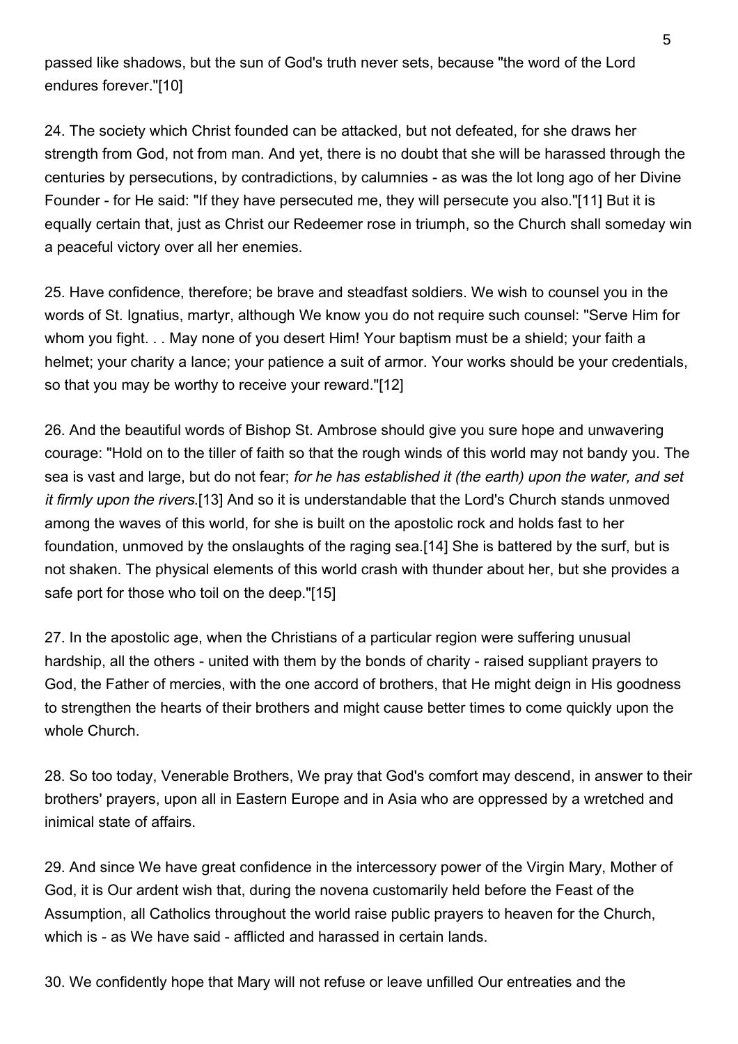passed like shadows, but the sun of God's truth never sets, because "the word of the Lord endures forever."[10]

24. The society which Christ founded can be attacked, but not defeated, for she draws her strength from God, not from man. And yet, there is no doubt that she will be harassed through the centuries by persecutions, by contradictions, by calumnies - as was the lot long ago of her Divine Founder - for He said: "If they have persecuted me, they will persecute you also."[11] But it is equally certain that, just as Christ our Redeemer rose in triumph, so the Church shall someday win a peaceful victory over all her enemies.

25. Have confidence, therefore; be brave and steadfast soldiers. We wish to counsel you in the words of St. Ignatius, martyr, although We know you do not require such counsel: "Serve Him for whom you fight. . . May none of you desert Him! Your baptism must be a shield; your faith a helmet; your charity a lance; your patience a suit of armor. Your works should be your credentials, so that you may be worthy to receive your reward."[12]

26. And the beautiful words of Bishop St. Ambrose should give you sure hope and unwavering courage: "Hold on to the tiller of faith so that the rough winds of this world may not bandy you. The sea is vast and large, but do not fear; *for he has established it (the earth) upon the water, and set it firmly upon the rivers*.[13] And so it is understandable that the Lord's Church stands unmoved among the waves of this world, for she is built on the apostolic rock and holds fast to her foundation, unmoved by the onslaughts of the raging sea.[14] She is battered by the surf, but is not shaken. The physical elements of this world crash with thunder about her, but she provides a safe port for those who toil on the deep."[15]

27. In the apostolic age, when the Christians of a particular region were suffering unusual hardship, all the others - united with them by the bonds of charity - raised suppliant prayers to God, the Father of mercies, with the one accord of brothers, that He might deign in His goodness to strengthen the hearts of their brothers and might cause better times to come quickly upon the whole Church.

28. So too today, Venerable Brothers, We pray that God's comfort may descend, in answer to their brothers' prayers, upon all in Eastern Europe and in Asia who are oppressed by a wretched and inimical state of affairs.

29. And since We have great confidence in the intercessory power of the Virgin Mary, Mother of God, it is Our ardent wish that, during the novena customarily held before the Feast of the Assumption, all Catholics throughout the world raise public prayers to heaven for the Church, which is - as We have said - afflicted and harassed in certain lands.

30. We confidently hope that Mary will not refuse or leave unfilled Our entreaties and the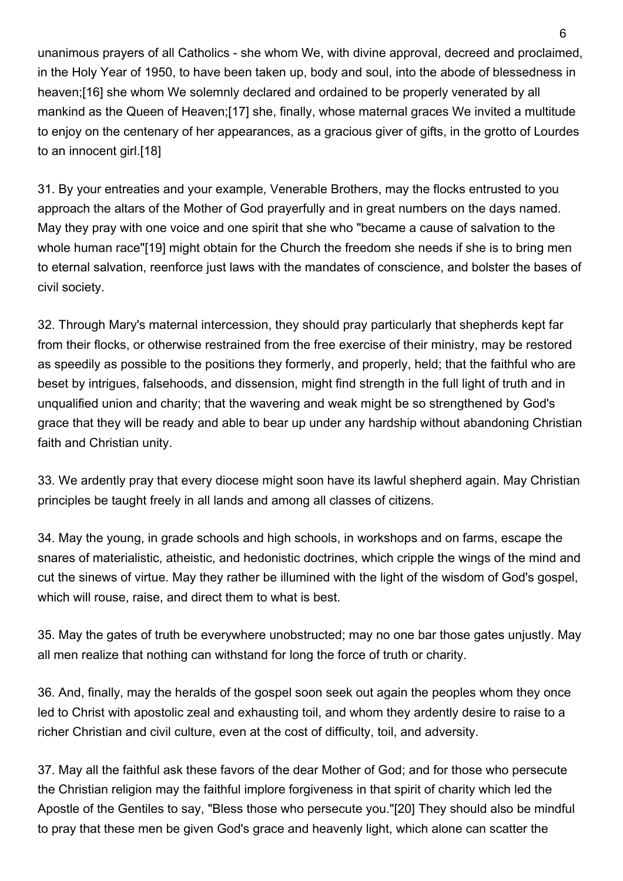unanimous prayers of all Catholics - she whom We, with divine approval, decreed and proclaimed, in the Holy Year of 1950, to have been taken up, body and soul, into the abode of blessedness in heaven;[16] she whom We solemnly declared and ordained to be properly venerated by all mankind as the Queen of Heaven;[17] she, finally, whose maternal graces We invited a multitude to enjoy on the centenary of her appearances, as a gracious giver of gifts, in the grotto of Lourdes to an innocent girl.[18]

31. By your entreaties and your example, Venerable Brothers, may the flocks entrusted to you approach the altars of the Mother of God prayerfully and in great numbers on the days named. May they pray with one voice and one spirit that she who "became a cause of salvation to the whole human race"[19] might obtain for the Church the freedom she needs if she is to bring men to eternal salvation, reenforce just laws with the mandates of conscience, and bolster the bases of civil society.

32. Through Mary's maternal intercession, they should pray particularly that shepherds kept far from their flocks, or otherwise restrained from the free exercise of their ministry, may be restored as speedily as possible to the positions they formerly, and properly, held; that the faithful who are beset by intrigues, falsehoods, and dissension, might find strength in the full light of truth and in unqualified union and charity; that the wavering and weak might be so strengthened by God's grace that they will be ready and able to bear up under any hardship without abandoning Christian faith and Christian unity.

33. We ardently pray that every diocese might soon have its lawful shepherd again. May Christian principles be taught freely in all lands and among all classes of citizens.

34. May the young, in grade schools and high schools, in workshops and on farms, escape the snares of materialistic, atheistic, and hedonistic doctrines, which cripple the wings of the mind and cut the sinews of virtue. May they rather be illumined with the light of the wisdom of God's gospel, which will rouse, raise, and direct them to what is best.

35. May the gates of truth be everywhere unobstructed; may no one bar those gates unjustly. May all men realize that nothing can withstand for long the force of truth or charity.

36. And, finally, may the heralds of the gospel soon seek out again the peoples whom they once led to Christ with apostolic zeal and exhausting toil, and whom they ardently desire to raise to a richer Christian and civil culture, even at the cost of difficulty, toil, and adversity.

37. May all the faithful ask these favors of the dear Mother of God; and for those who persecute the Christian religion may the faithful implore forgiveness in that spirit of charity which led the Apostle of the Gentiles to say, "Bless those who persecute you."[20] They should also be mindful to pray that these men be given God's grace and heavenly light, which alone can scatter the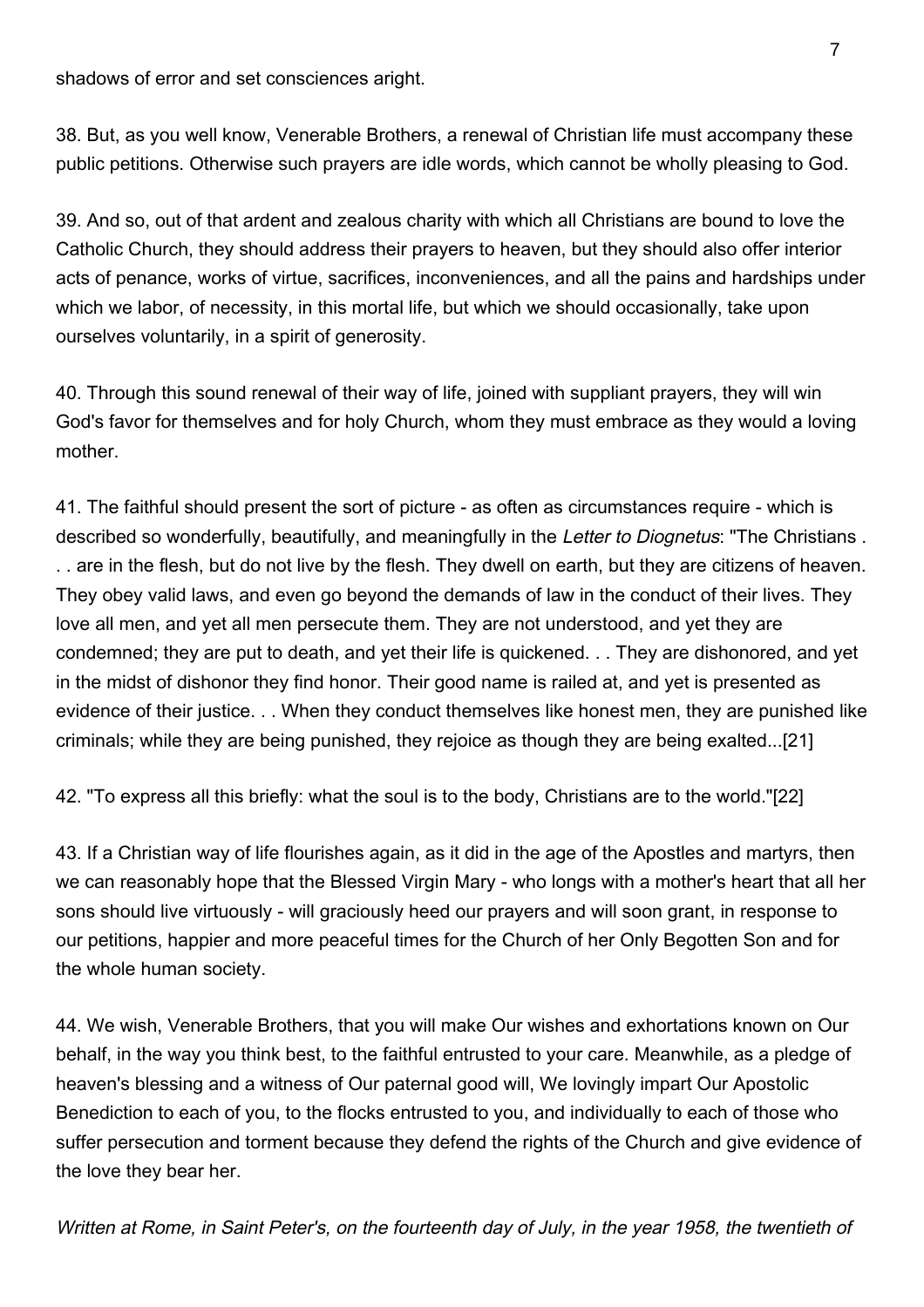shadows of error and set consciences aright.

38. But, as you well know, Venerable Brothers, a renewal of Christian life must accompany these public petitions. Otherwise such prayers are idle words, which cannot be wholly pleasing to God.

39. And so, out of that ardent and zealous charity with which all Christians are bound to love the Catholic Church, they should address their prayers to heaven, but they should also offer interior acts of penance, works of virtue, sacrifices, inconveniences, and all the pains and hardships under which we labor, of necessity, in this mortal life, but which we should occasionally, take upon ourselves voluntarily, in a spirit of generosity.

40. Through this sound renewal of their way of life, joined with suppliant prayers, they will win God's favor for themselves and for holy Church, whom they must embrace as they would a loving mother.

41. The faithful should present the sort of picture - as often as circumstances require - which is described so wonderfully, beautifully, and meaningfully in the *Letter to Diognetus*: "The Christians . . . are in the flesh, but do not live by the flesh. They dwell on earth, but they are citizens of heaven. They obey valid laws, and even go beyond the demands of law in the conduct of their lives. They love all men, and yet all men persecute them. They are not understood, and yet they are condemned; they are put to death, and yet their life is quickened. . . They are dishonored, and yet in the midst of dishonor they find honor. Their good name is railed at, and yet is presented as evidence of their justice. . . When they conduct themselves like honest men, they are punished like criminals; while they are being punished, they rejoice as though they are being exalted...[21]

42. "To express all this briefly: what the soul is to the body, Christians are to the world."[22]

43. If a Christian way of life flourishes again, as it did in the age of the Apostles and martyrs, then we can reasonably hope that the Blessed Virgin Mary - who longs with a mother's heart that all her sons should live virtuously - will graciously heed our prayers and will soon grant, in response to our petitions, happier and more peaceful times for the Church of her Only Begotten Son and for the whole human society.

44. We wish, Venerable Brothers, that you will make Our wishes and exhortations known on Our behalf, in the way you think best, to the faithful entrusted to your care. Meanwhile, as a pledge of heaven's blessing and a witness of Our paternal good will, We lovingly impart Our Apostolic Benediction to each of you, to the flocks entrusted to you, and individually to each of those who suffer persecution and torment because they defend the rights of the Church and give evidence of the love they bear her.

*Written at Rome, in Saint Peter's, on the fourteenth day of July, in the year 1958, the twentieth of*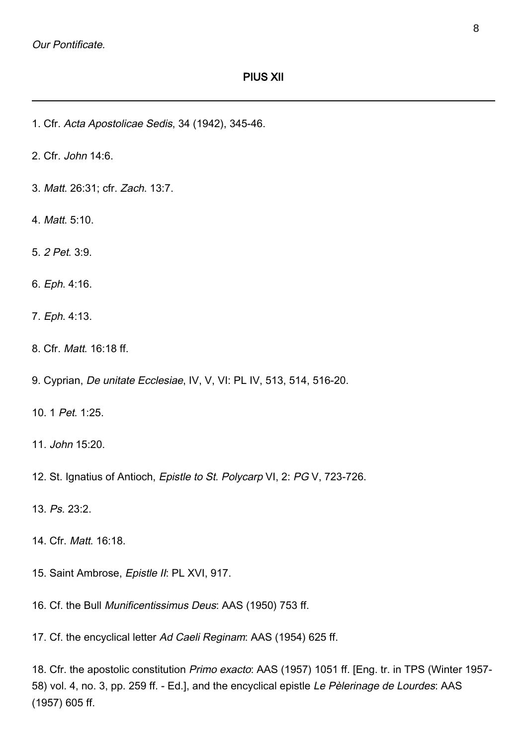*Our Pontificate.*

PIUS XII

---

1. Cfr. *Acta Apostolicae Sedis*, 34 (1942), 345-46.

2. Cfr. *John* 14:6.

3. *Matt.* 26:31; cfr. *Zach.* 13:7.

4. *Matt.* 5:10.

5. *2 Pet.* 3:9.

6. *Eph.* 4:16.

7. *Eph.* 4:13.

8. Cfr. *Matt.* 16:18 ff.

9. Cyprian, *De unitate Ecclesiae*, IV, V, VI: PL IV, 513, 514, 516-20.

10. 1 *Pet.* 1:25.

11. *John* 15:20.

12. St. Ignatius of Antioch, *Epistle to St. Polycarp* VI, 2: *PG* V, 723-726.

13. *Ps.* 23:2.

14. Cfr. *Matt.* 16:18.

15. Saint Ambrose, *Epistle II*: PL XVI, 917.

16. Cf. the Bull *Munificentissimus Deus*: AAS (1950) 753 ff.

17. Cf. the encyclical letter *Ad Caeli Reginam*: AAS (1954) 625 ff.

18. Cfr. the apostolic constitution *Primo exacto*: AAS (1957) 1051 ff. [Eng. tr. in TPS (Winter 1957-58) vol. 4, no. 3, pp. 259 ff. - Ed.], and the encyclical epistle *Le Pèlerinage de Lourdes*: AAS (1957) 605 ff.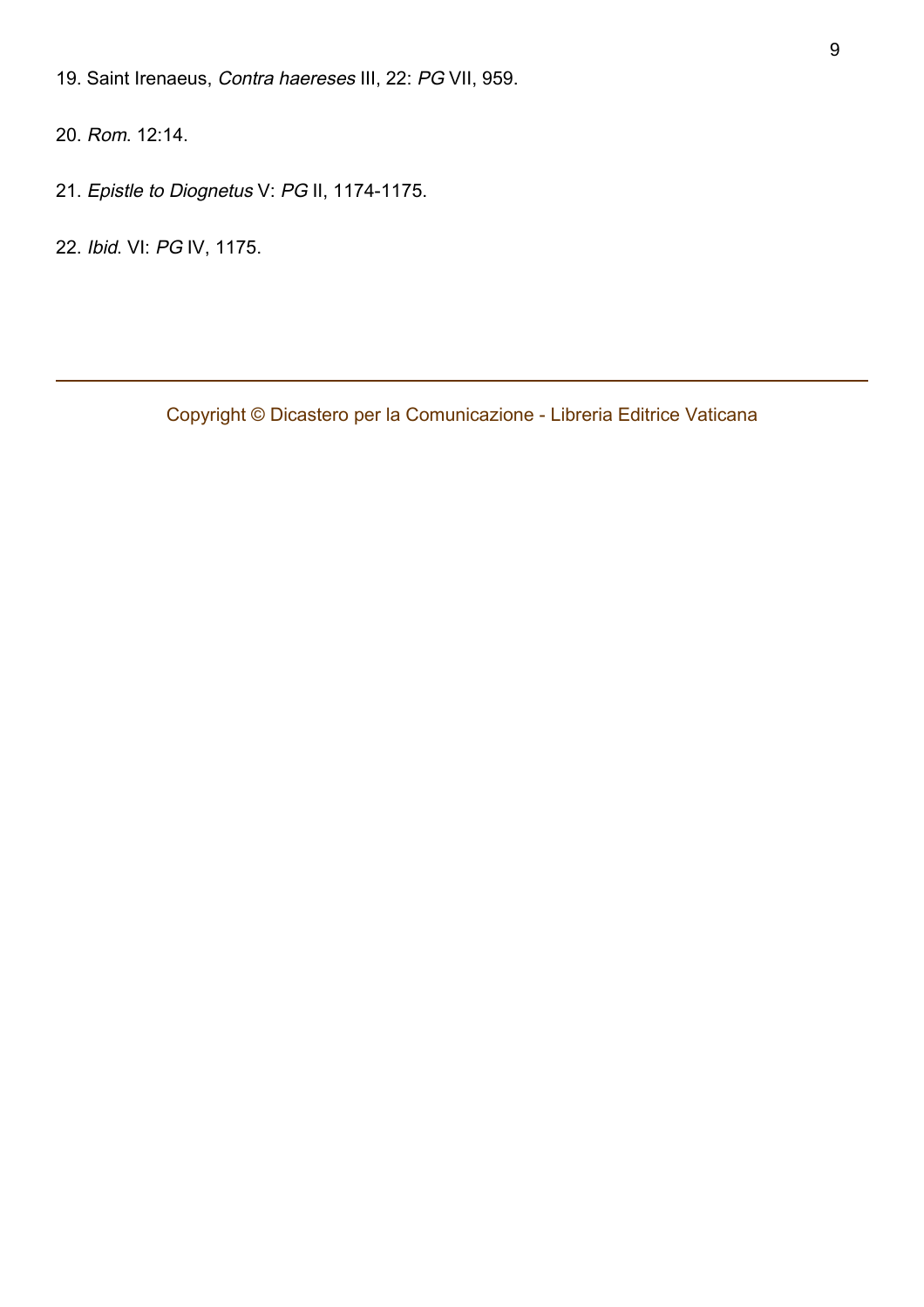19. Saint Irenaeus, *Contra haereses* III, 22: *PG* VII, 959.

20. *Rom*. 12:14.

21. *Epistle to Diognetus* V: *PG* II, 1174-1175.

22. *Ibid*. VI: *PG* IV, 1175.

---

Copyright © Dicastero per la Comunicazione - Libreria Editrice Vaticana